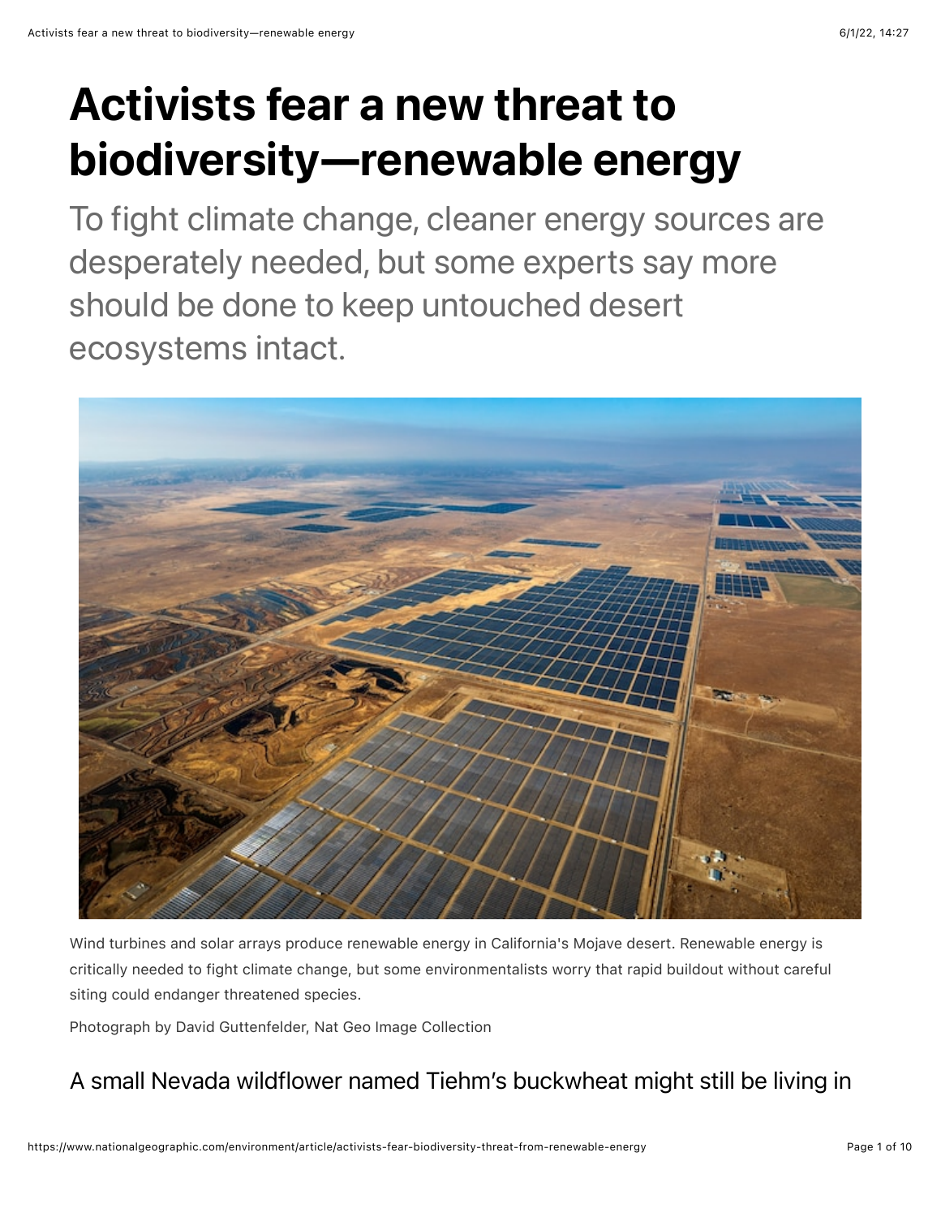# Activists fear a new threat to biodiversity—renewable energy

To fight climate change, cleaner energy sources are desperately needed, but some experts say more should be done to keep untouched desert ecosystems intact.

Wind turbines and solar arrays produce renewable energy in California's Mojave desert. Renewable energy is critically needed to fight climate change, but some environmentalists worry that rapid buildout without careful siting could endanger threatened species.

Photograph by David Guttenfelder, Nat Geo Image Collection

A small Nevada wildflower named Tiehm's buckwheat might still be living in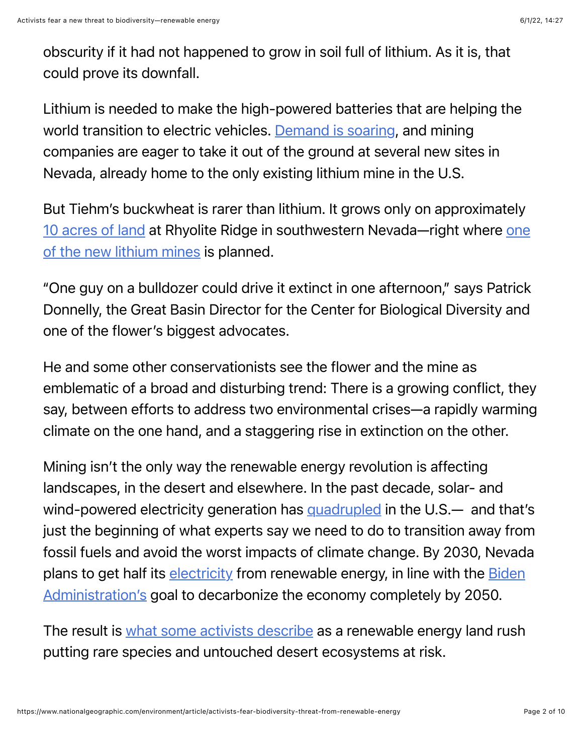obscurity if it had not happened to grow in soil full of lithium. As it is, that could prove its downfall.

Lithium is needed to make the high-powered batteries that are helping the world transition to electric vehicles. Demand is soaring, and mining companies are eager to take it out of the ground at several new sites in Nevada, already home to the only existing lithium mine in the U.S.

But Tiehm's buckwheat is rarer than lithium. It grows only on approximately 10 acres of land at Rhyolite Ridge in southwestern Nevada—right where one of the new lithium mines is planned.

"One guy on a bulldozer could drive it extinct in one afternoon," says Patrick Donnelly, the Great Basin Director for the Center for Biological Diversity and one of the flower's biggest advocates.

He and some other conservationists see the flower and the mine as emblematic of a broad and disturbing trend: There is a growing conflict, they say, between efforts to address two environmental crises—a rapidly warming climate on the one hand, and a staggering rise in extinction on the other.

Mining isn't the only way the renewable energy revolution is affecting landscapes, in the desert and elsewhere. In the past decade, solar- and wind-powered electricity generation has quadrupled in the U.S.— and that's just the beginning of what experts say we need to do to transition away from fossil fuels and avoid the worst impacts of climate change. By 2030, Nevada plans to get half its electricity from renewable energy, in line with the Biden Administration's goal to decarbonize the economy completely by 2050.

The result is what some activists describe as a renewable energy land rush putting rare species and untouched desert ecosystems at risk.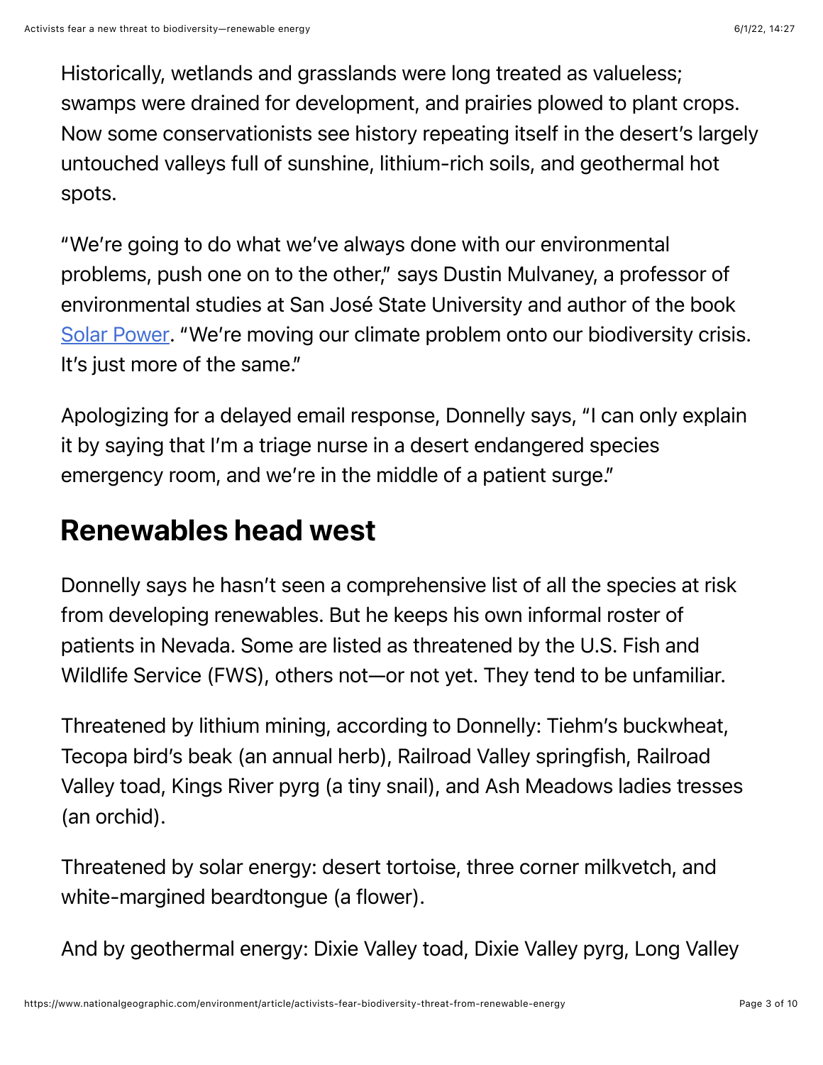Historically, wetlands and grasslands were long treated as valueless; swamps were drained for development, and prairies plowed to plant crops. Now some conservationists see history repeating itself in the desert's largely untouched valleys full of sunshine, lithium-rich soils, and geothermal hot spots.

"We're going to do what we've always done with our environmental problems, push one on to the other," says Dustin Mulvaney, a professor of environmental studies at San José State University and author of the book [Solar Power](). "We're moving our climate problem onto our biodiversity crisis. It's just more of the same."

Apologizing for a delayed email response, Donnelly says, "I can only explain it by saying that I'm a triage nurse in a desert endangered species emergency room, and we're in the middle of a patient surge."

## Renewables head west

Donnelly says he hasn't seen a comprehensive list of all the species at risk from developing renewables. But he keeps his own informal roster of patients in Nevada. Some are listed as threatened by the U.S. Fish and Wildlife Service (FWS), others not—or not yet. They tend to be unfamiliar.

Threatened by lithium mining, according to Donnelly: Tiehm's buckwheat, Tecopa bird's beak (an annual herb), Railroad Valley springfish, Railroad Valley toad, Kings River pyrg (a tiny snail), and Ash Meadows ladies tresses (an orchid).

Threatened by solar energy: desert tortoise, three corner milkvetch, and white-margined beardtongue (a flower).

And by geothermal energy: Dixie Valley toad, Dixie Valley pyrg, Long Valley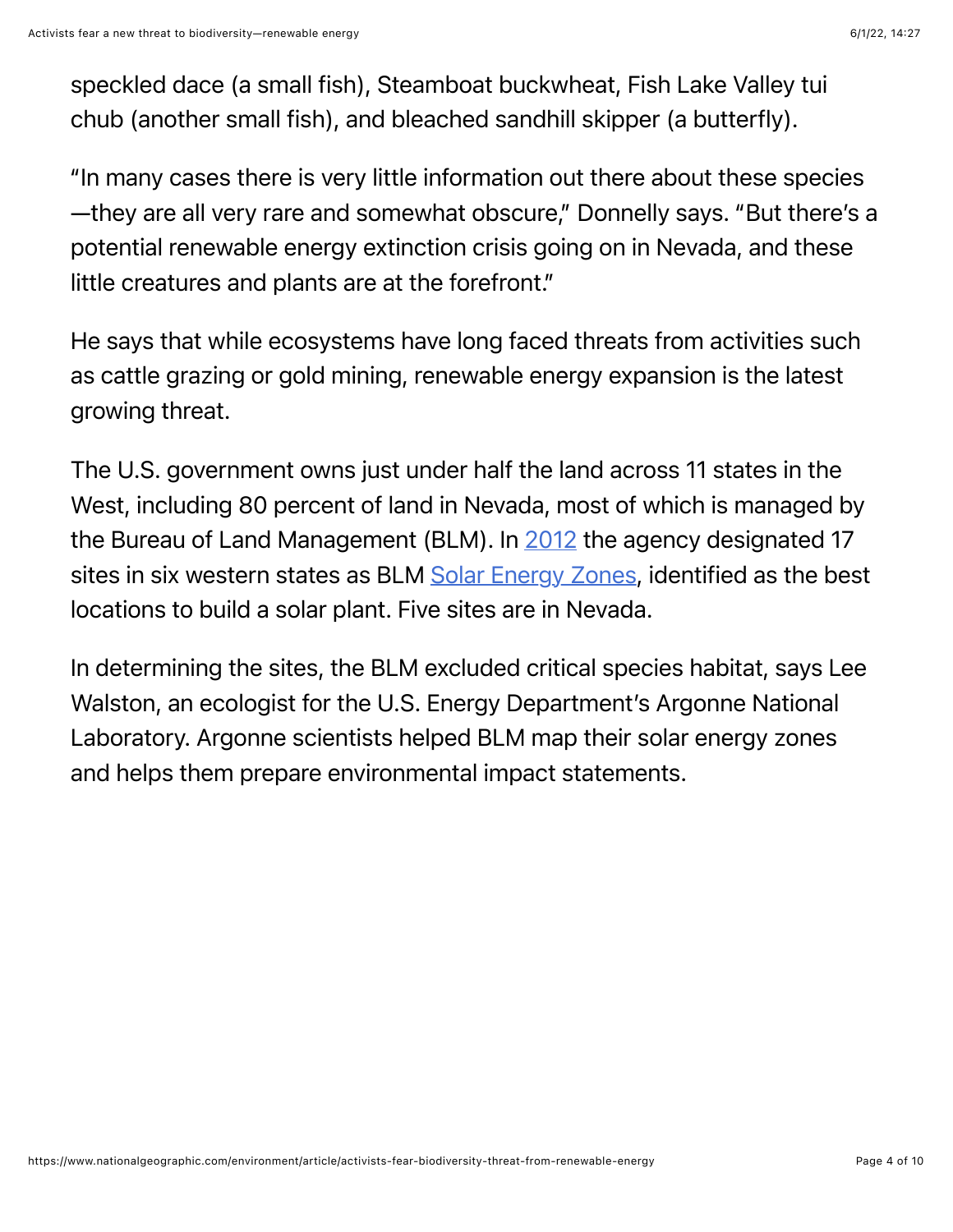speckled dace (a small fish), Steamboat buckwheat, Fish Lake Valley tui chub (another small fish), and bleached sandhill skipper (a butterfly).

"In many cases there is very little information out there about these species—they are all very rare and somewhat obscure," Donnelly says. "But there's a potential renewable energy extinction crisis going on in Nevada, and these little creatures and plants are at the forefront."

He says that while ecosystems have long faced threats from activities such as cattle grazing or gold mining, renewable energy expansion is the latest growing threat.

The U.S. government owns just under half the land across 11 states in the West, including 80 percent of land in Nevada, most of which is managed by the Bureau of Land Management (BLM). In 2012 the agency designated 17 sites in six western states as BLM Solar Energy Zones, identified as the best locations to build a solar plant. Five sites are in Nevada.

In determining the sites, the BLM excluded critical species habitat, says Lee Walston, an ecologist for the U.S. Energy Department's Argonne National Laboratory. Argonne scientists helped BLM map their solar energy zones and helps them prepare environmental impact statements.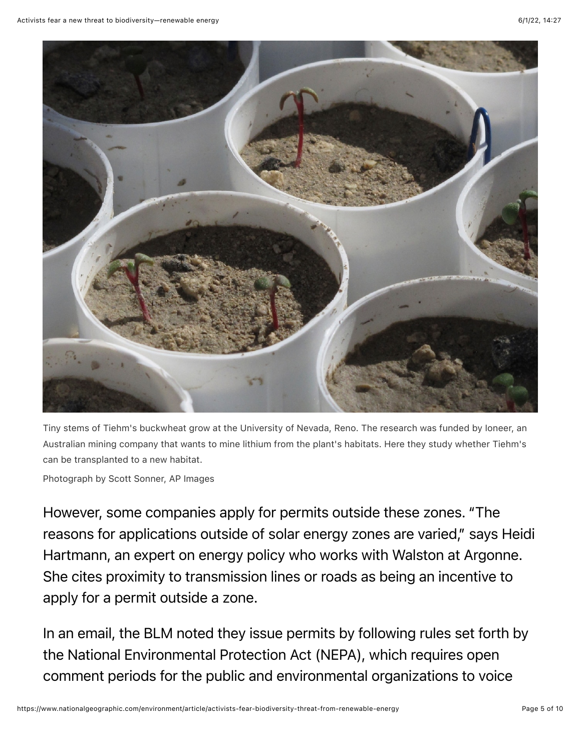Tiny stems of Tiehm's buckwheat grow at the University of Nevada, Reno. The research was funded by Ioneer, an Australian mining company that wants to mine lithium from the plant's habitats. Here they study whether Tiehm's can be transplanted to a new habitat.

Photograph by Scott Sonner, AP Images

However, some companies apply for permits outside these zones. "The reasons for applications outside of solar energy zones are varied," says Heidi Hartmann, an expert on energy policy who works with Walston at Argonne. She cites proximity to transmission lines or roads as being an incentive to apply for a permit outside a zone.

In an email, the BLM noted they issue permits by following rules set forth by the National Environmental Protection Act (NEPA), which requires open comment periods for the public and environmental organizations to voice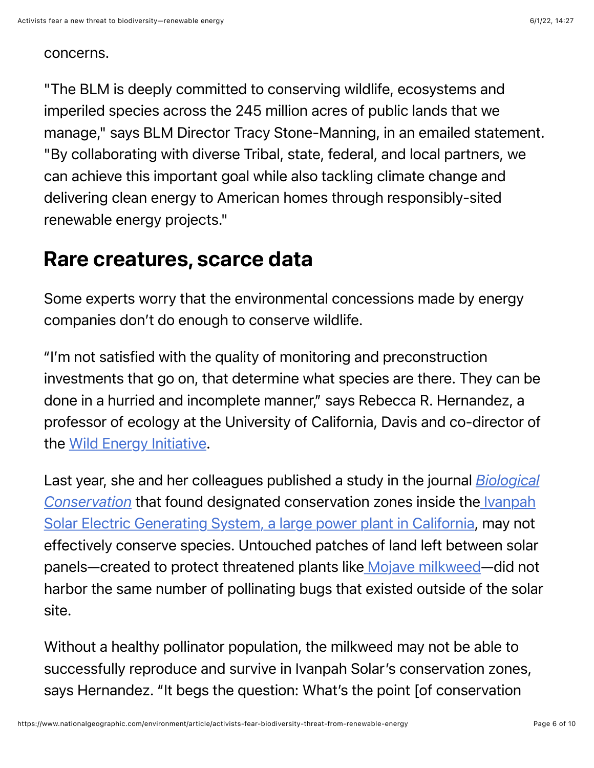concerns.

"The BLM is deeply committed to conserving wildlife, ecosystems and imperiled species across the 245 million acres of public lands that we manage," says BLM Director Tracy Stone-Manning, in an emailed statement. "By collaborating with diverse Tribal, state, federal, and local partners, we can achieve this important goal while also tackling climate change and delivering clean energy to American homes through responsibly-sited renewable energy projects."

## Rare creatures, scarce data

Some experts worry that the environmental concessions made by energy companies don't do enough to conserve wildlife.

"I'm not satisfied with the quality of monitoring and preconstruction investments that go on, that determine what species are there. They can be done in a hurried and incomplete manner," says Rebecca R. Hernandez, a professor of ecology at the University of California, Davis and co-director of the Wild Energy Initiative.

Last year, she and her colleagues published a study in the journal *Biological Conservation* that found designated conservation zones inside the Ivanpah Solar Electric Generating System, a large power plant in California, may not effectively conserve species. Untouched patches of land left between solar panels—created to protect threatened plants like Mojave milkweed—did not harbor the same number of pollinating bugs that existed outside of the solar site.

Without a healthy pollinator population, the milkweed may not be able to successfully reproduce and survive in Ivanpah Solar's conservation zones, says Hernandez. "It begs the question: What's the point [of conservation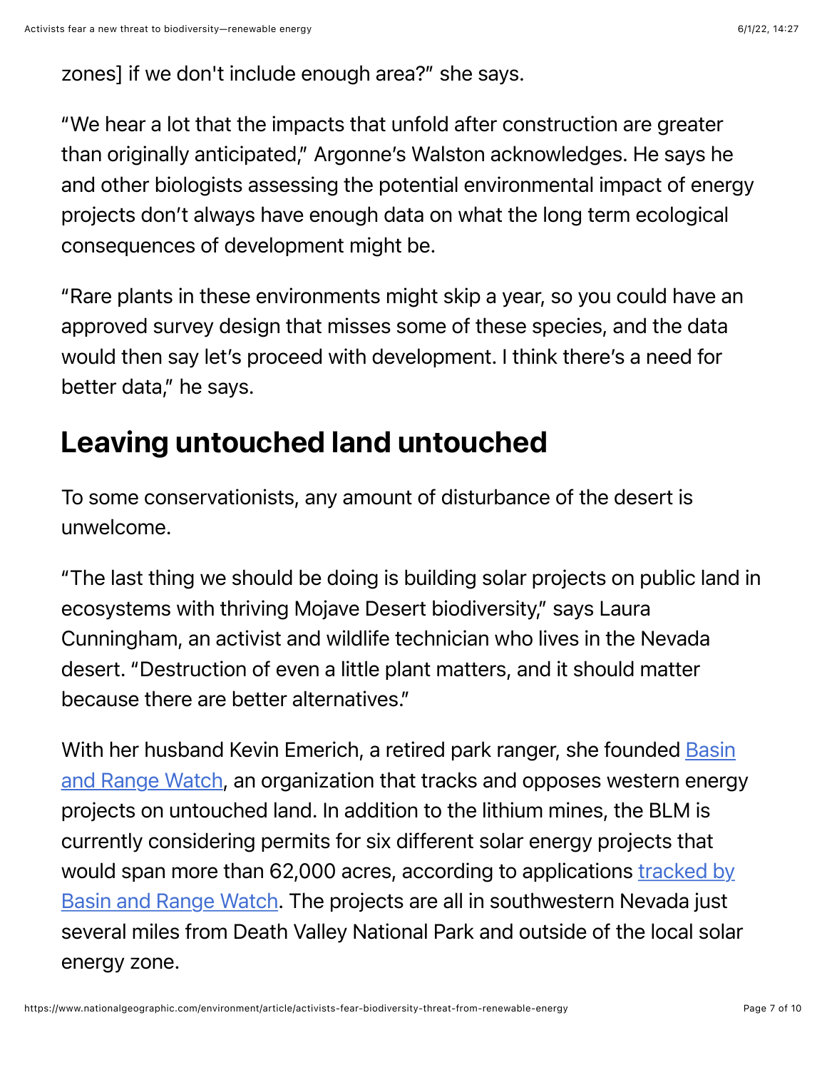zones] if we don't include enough area?" she says.

"We hear a lot that the impacts that unfold after construction are greater than originally anticipated," Argonne's Walston acknowledges. He says he and other biologists assessing the potential environmental impact of energy projects don't always have enough data on what the long term ecological consequences of development might be.

"Rare plants in these environments might skip a year, so you could have an approved survey design that misses some of these species, and the data would then say let's proceed with development. I think there's a need for better data," he says.

## Leaving untouched land untouched

To some conservationists, any amount of disturbance of the desert is unwelcome.

"The last thing we should be doing is building solar projects on public land in ecosystems with thriving Mojave Desert biodiversity," says Laura Cunningham, an activist and wildlife technician who lives in the Nevada desert. "Destruction of even a little plant matters, and it should matter because there are better alternatives."

With her husband Kevin Emerich, a retired park ranger, she founded Basin and Range Watch, an organization that tracks and opposes western energy projects on untouched land. In addition to the lithium mines, the BLM is currently considering permits for six different solar energy projects that would span more than 62,000 acres, according to applications tracked by Basin and Range Watch. The projects are all in southwestern Nevada just several miles from Death Valley National Park and outside of the local solar energy zone.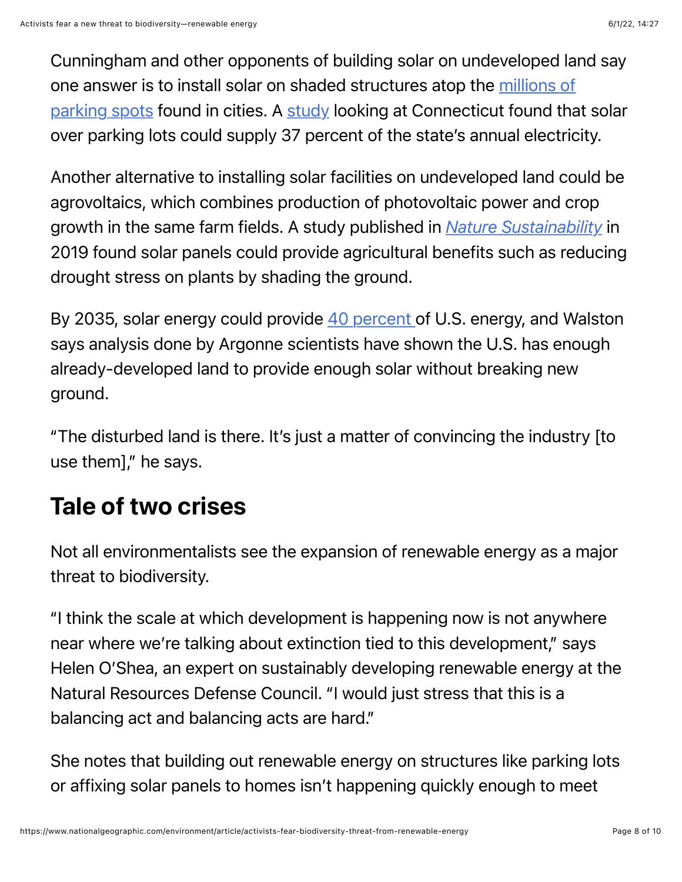Cunningham and other opponents of building solar on undeveloped land say one answer is to install solar on shaded structures atop the millions of parking spots found in cities. A study looking at Connecticut found that solar over parking lots could supply 37 percent of the state's annual electricity.

Another alternative to installing solar facilities on undeveloped land could be agrovoltaics, which combines production of photovoltaic power and crop growth in the same farm fields. A study published in *Nature Sustainability* in 2019 found solar panels could provide agricultural benefits such as reducing drought stress on plants by shading the ground.

By 2035, solar energy could provide 40 percent of U.S. energy, and Walston says analysis done by Argonne scientists have shown the U.S. has enough already-developed land to provide enough solar without breaking new ground.

"The disturbed land is there. It's just a matter of convincing the industry [to use them]," he says.

## Tale of two crises

Not all environmentalists see the expansion of renewable energy as a major threat to biodiversity.

"I think the scale at which development is happening now is not anywhere near where we're talking about extinction tied to this development," says Helen O'Shea, an expert on sustainably developing renewable energy at the Natural Resources Defense Council. "I would just stress that this is a balancing act and balancing acts are hard."

She notes that building out renewable energy on structures like parking lots or affixing solar panels to homes isn't happening quickly enough to meet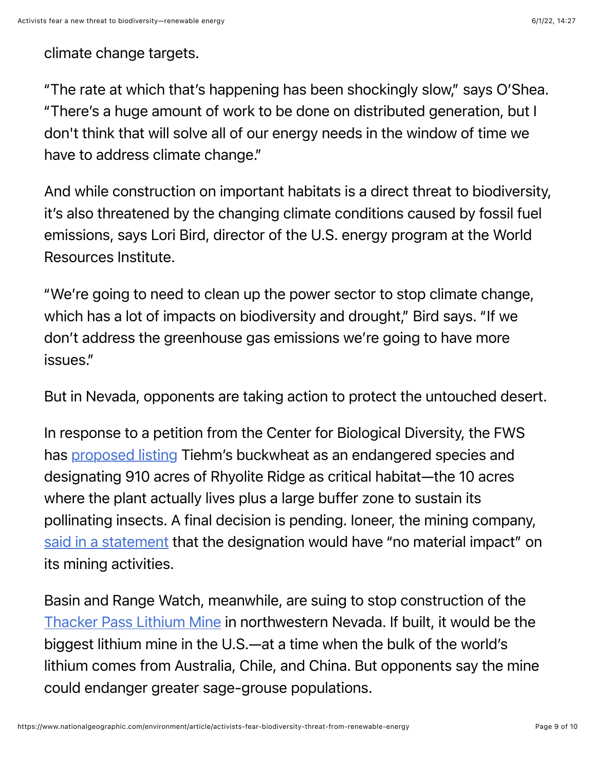climate change targets.

"The rate at which that's happening has been shockingly slow," says O'Shea. "There's a huge amount of work to be done on distributed generation, but I don't think that will solve all of our energy needs in the window of time we have to address climate change."

And while construction on important habitats is a direct threat to biodiversity, it's also threatened by the changing climate conditions caused by fossil fuel emissions, says Lori Bird, director of the U.S. energy program at the World Resources Institute.

"We're going to need to clean up the power sector to stop climate change, which has a lot of impacts on biodiversity and drought," Bird says. "If we don't address the greenhouse gas emissions we're going to have more issues."

But in Nevada, opponents are taking action to protect the untouched desert.

In response to a petition from the Center for Biological Diversity, the FWS has proposed listing Tiehm's buckwheat as an endangered species and designating 910 acres of Rhyolite Ridge as critical habitat—the 10 acres where the plant actually lives plus a large buffer zone to sustain its pollinating insects. A final decision is pending. Ioneer, the mining company, said in a statement that the designation would have "no material impact" on its mining activities.

Basin and Range Watch, meanwhile, are suing to stop construction of the Thacker Pass Lithium Mine in northwestern Nevada. If built, it would be the biggest lithium mine in the U.S.—at a time when the bulk of the world's lithium comes from Australia, Chile, and China. But opponents say the mine could endanger greater sage-grouse populations.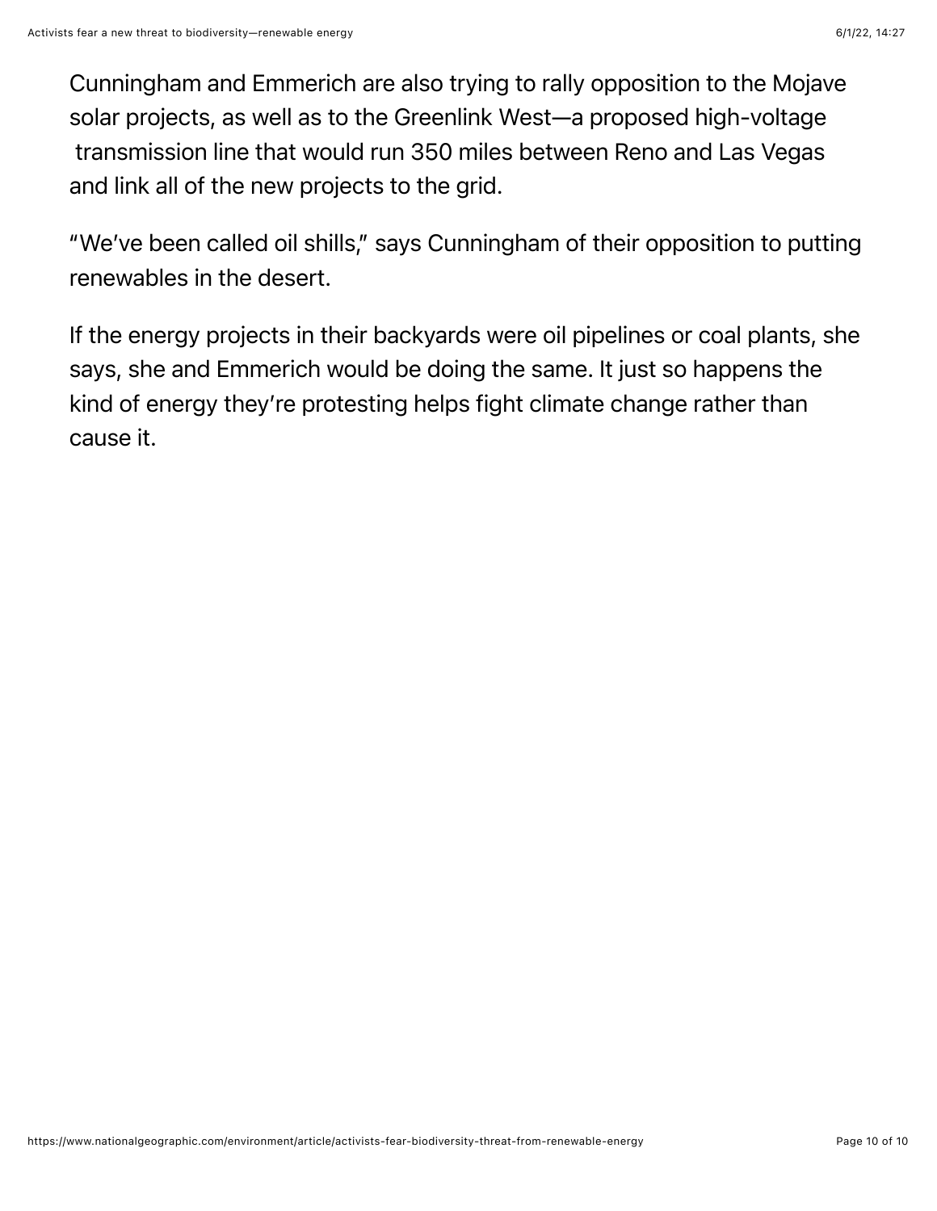Cunningham and Emmerich are also trying to rally opposition to the Mojave solar projects, as well as to the Greenlink West—a proposed high-voltage transmission line that would run 350 miles between Reno and Las Vegas and link all of the new projects to the grid.

"We've been called oil shills," says Cunningham of their opposition to putting renewables in the desert.

If the energy projects in their backyards were oil pipelines or coal plants, she says, she and Emmerich would be doing the same. It just so happens the kind of energy they're protesting helps fight climate change rather than cause it.